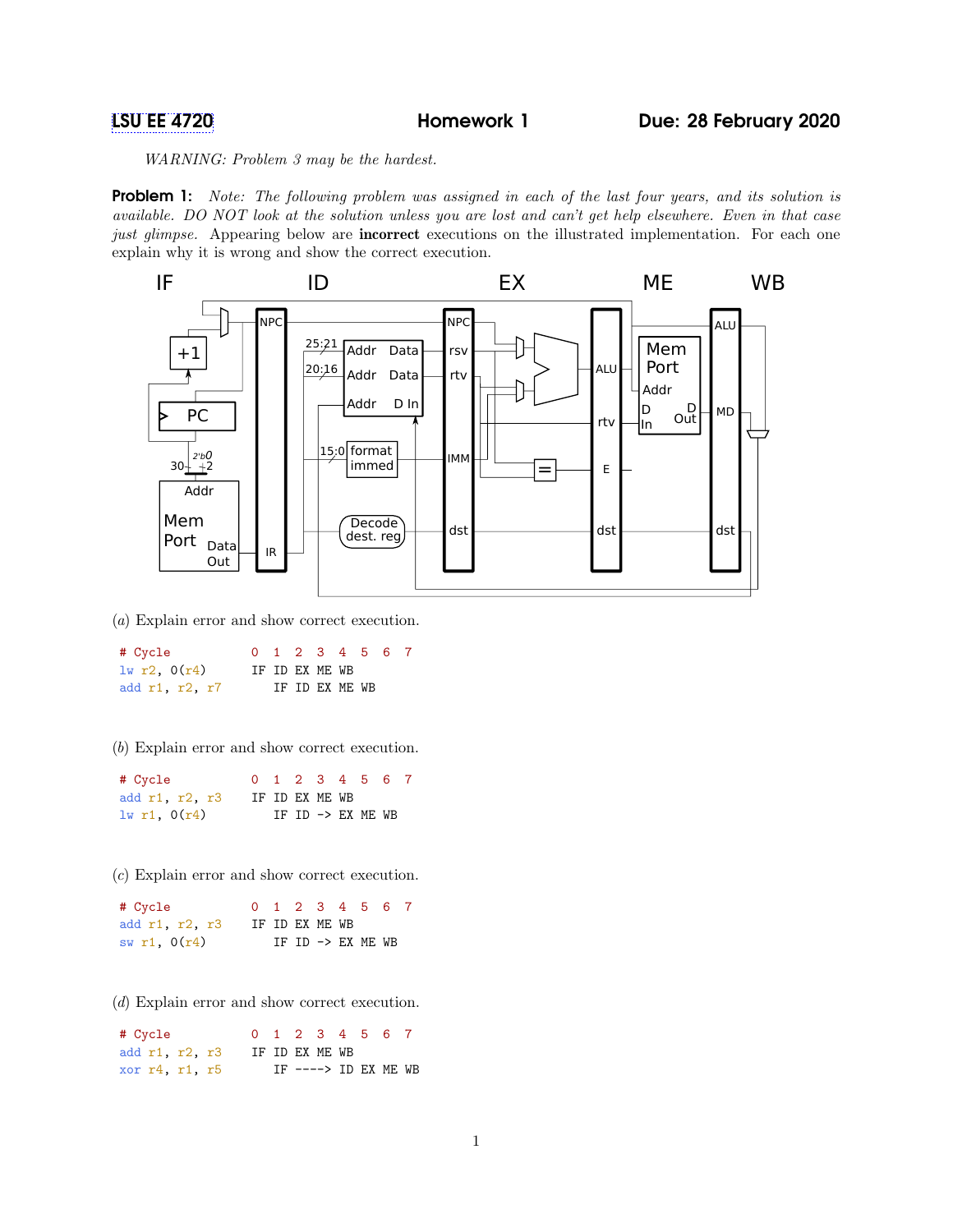LSU EE 4720 **Homework 1** **Due: 28 February 2020**

*WARNING: Problem 3 may be the hardest.*

**Problem 1:** *Note: The following problem was assigned in each of the last four years, and its solution is available. DO NOT look at the solution unless you are lost and can't get help elsewhere. Even in that case just glimpse.* Appearing below are **incorrect** executions on the illustrated implementation. For each one explain why it is wrong and show the correct execution.

(*a*) Explain error and show correct execution.

```
# Cycle          0  1  2  3  4  5  6  7
lw r2, 0(r4)     IF ID EX ME WB
add r1, r2, r7      IF ID EX ME WB
```

(*b*) Explain error and show correct execution.

```
# Cycle          0  1  2  3  4  5  6  7
add r1, r2, r3   IF ID EX ME WB
lw r1, 0(r4)        IF ID -> EX ME WB
```

(*c*) Explain error and show correct execution.

```
# Cycle          0  1  2  3  4  5  6  7
add r1, r2, r3   IF ID EX ME WB
sw r1, 0(r4)        IF ID -> EX ME WB
```

(*d*) Explain error and show correct execution.

```
# Cycle          0  1  2  3  4  5  6  7
add r1, r2, r3   IF ID EX ME WB
xor r4, r1, r5      IF ----> ID EX ME WB
```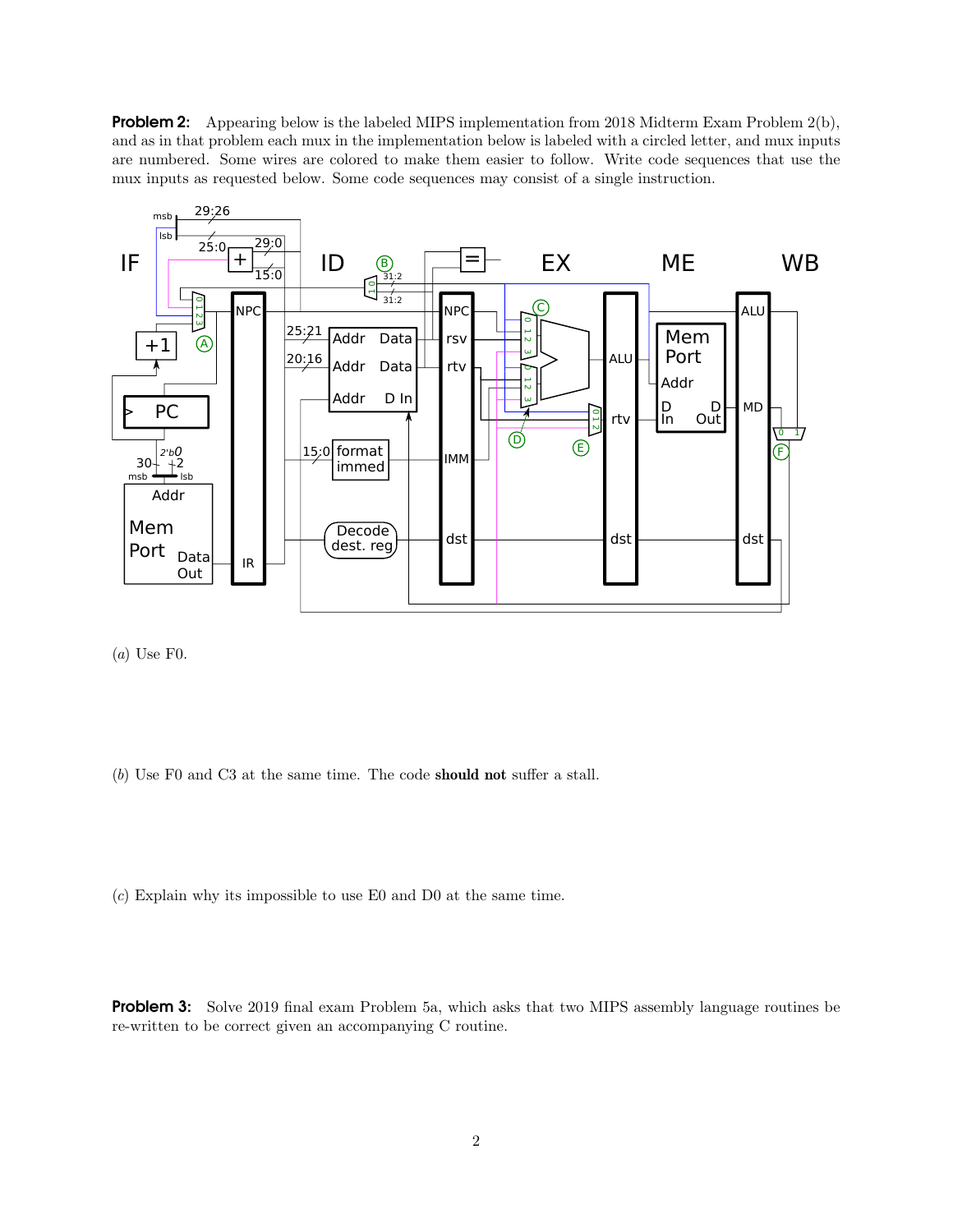**Problem 2:** Appearing below is the labeled MIPS implementation from 2018 Midterm Exam Problem 2(b), and as in that problem each mux in the implementation below is labeled with a circled letter, and mux inputs are numbered. Some wires are colored to make them easier to follow. Write code sequences that use the mux inputs as requested below. Some code sequences may consist of a single instruction.

IF

ID

EX

ME

WB

(*a*) Use F0.

(*b*) Use F0 and C3 at the same time. The code **should not** suffer a stall.

(*c*) Explain why its impossible to use E0 and D0 at the same time.

**Problem 3:** Solve 2019 final exam Problem 5a, which asks that two MIPS assembly language routines be re-written to be correct given an accompanying C routine.